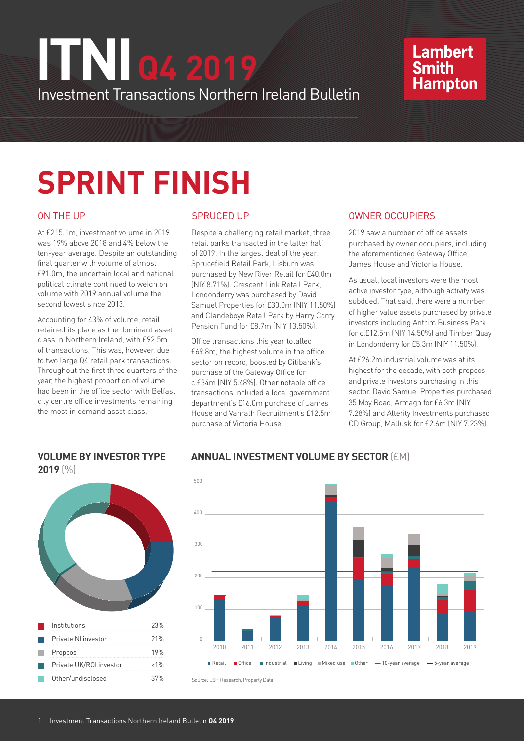# ITNI Q4 2019

Investment Transactions Northern Ireland Bulletin

Lambert Smith Hampton

# SPRINT FINISH

## ON THE UP

At £215.1m, investment volume in 2019 was 19% above 2018 and 4% below the ten-year average. Despite an outstanding final quarter with volume of almost £91.0m, the uncertain local and national political climate continued to weigh on volume with 2019 annual volume the second lowest since 2013.

Accounting for 43% of volume, retail retained its place as the dominant asset class in Northern Ireland, with £92.5m of transactions. This was, however, due to two large Q4 retail park transactions. Throughout the first three quarters of the year, the highest proportion of volume had been in the office sector with Belfast city centre office investments remaining the most in demand asset class.

## SPRUCED UP

Despite a challenging retail market, three retail parks transacted in the latter half of 2019. In the largest deal of the year, Sprucefield Retail Park, Lisburn was purchased by New River Retail for £40.0m (NIY 8.71%). Crescent Link Retail Park, Londonderry was purchased by David Samuel Properties for £30.0m (NIY 11.50%) and Clandeboye Retail Park by Harry Corry Pension Fund for £8.7m (NIY 13.50%).

Office transactions this year totalled £69.8m, the highest volume in the office sector on record, boosted by Citibank's purchase of the Gateway Office for c.£34m (NIY 5.48%). Other notable office transactions included a local government department's £16.0m purchase of James House and Vanrath Recruitment's £12.5m purchase of Victoria House.

## OWNER OCCUPIERS

2019 saw a number of office assets purchased by owner occupiers, including the aforementioned Gateway Office, James House and Victoria House.

As usual, local investors were the most active investor type, although activity was subdued. That said, there were a number of higher value assets purchased by private investors including Antrim Business Park for c.£12.5m (NIY 14.50%) and Timber Quay in Londonderry for £5.3m (NIY 11.50%).

At £26.2m industrial volume was at its highest for the decade, with both propcos and private investors purchasing in this sector. David Samuel Properties purchased 35 Moy Road, Armagh for £6.3m (NIY 7.28%) and Alterity Investments purchased CD Group, Mallusk for £2.6m (NIY 7.23%).

## VOLUME BY INVESTOR TYPE 2019 (%)

| Investor type | % |
|---|---|
| Institutions | 23% |
| Private NI investor | 21% |
| Propcos | 19% |
| Private UK/ROI investor | <1% |
| Other/undisclosed | 37% |

## ANNUAL INVESTMENT VOLUME BY SECTOR (£M)

Legend: Retail, Office, Industrial, Living, Mixed use, Other, 10-year average, 5-year average

Years: 2010–2019

Source: LSH Research, Property Data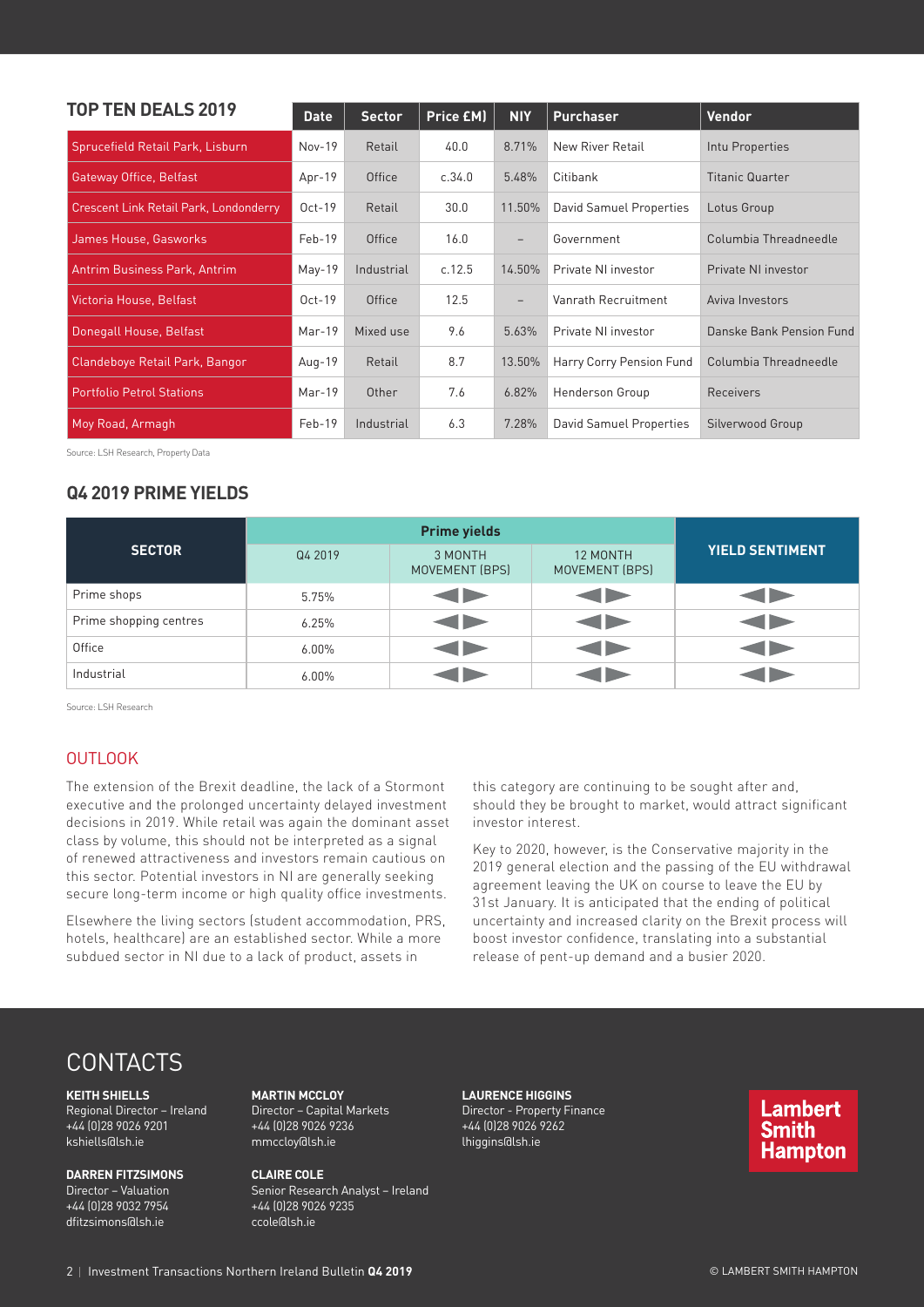## TOP TEN DEALS 2019

| | Date | Sector | Price £M) | NIY | Purchaser | Vendor |
|---|---|---|---|---|---|---|
| Sprucefield Retail Park, Lisburn | Nov-19 | Retail | 40.0 | 8.71% | New River Retail | Intu Properties |
| Gateway Office, Belfast | Apr-19 | Office | c.34.0 | 5.48% | Citibank | Titanic Quarter |
| Crescent Link Retail Park, Londonderry | Oct-19 | Retail | 30.0 | 11.50% | David Samuel Properties | Lotus Group |
| James House, Gasworks | Feb-19 | Office | 16.0 | – | Government | Columbia Threadneedle |
| Antrim Business Park, Antrim | May-19 | Industrial | c.12.5 | 14.50% | Private NI investor | Private NI investor |
| Victoria House, Belfast | Oct-19 | Office | 12.5 | – | Vanrath Recruitment | Aviva Investors |
| Donegall House, Belfast | Mar-19 | Mixed use | 9.6 | 5.63% | Private NI investor | Danske Bank Pension Fund |
| Clandeboye Retail Park, Bangor | Aug-19 | Retail | 8.7 | 13.50% | Harry Corry Pension Fund | Columbia Threadneedle |
| Portfolio Petrol Stations | Mar-19 | Other | 7.6 | 6.82% | Henderson Group | Receivers |
| Moy Road, Armagh | Feb-19 | Industrial | 6.3 | 7.28% | David Samuel Properties | Silverwood Group |

Source: LSH Research, Property Data

## Q4 2019 PRIME YIELDS

| SECTOR | Prime yields | | | YIELD SENTIMENT |
|---|---|---|---|---|
| | Q4 2019 | 3 MONTH MOVEMENT (BPS) | 12 MONTH MOVEMENT (BPS) | |
| Prime shops | 5.75% | ◀▶ | ◀▶ | ◀▶ |
| Prime shopping centres | 6.25% | ◀▶ | ◀▶ | ◀▶ |
| Office | 6.00% | ◀▶ | ◀▶ | ◀▶ |
| Industrial | 6.00% | ◀▶ | ◀▶ | ◀▶ |

Source: LSH Research

## OUTLOOK

The extension of the Brexit deadline, the lack of a Stormont executive and the prolonged uncertainty delayed investment decisions in 2019. While retail was again the dominant asset class by volume, this should not be interpreted as a signal of renewed attractiveness and investors remain cautious on this sector. Potential investors in NI are generally seeking secure long-term income or high quality office investments.

Elsewhere the living sectors (student accommodation, PRS, hotels, healthcare) are an established sector. While a more subdued sector in NI due to a lack of product, assets in this category are continuing to be sought after and, should they be brought to market, would attract significant investor interest.

Key to 2020, however, is the Conservative majority in the 2019 general election and the passing of the EU withdrawal agreement leaving the UK on course to leave the EU by 31st January. It is anticipated that the ending of political uncertainty and increased clarity on the Brexit process will boost investor confidence, translating into a substantial release of pent-up demand and a busier 2020.

## CONTACTS

**KEITH SHIELLS**
Regional Director – Ireland
+44 (0)28 9026 9201
kshiells@lsh.ie

**DARREN FITZSIMONS**
Director – Valuation
+44 (0)28 9032 7954
dfitzsimons@lsh.ie

**MARTIN MCCLOY**
Director – Capital Markets
+44 (0)28 9026 9236
mmccloy@lsh.ie

**CLAIRE COLE**
Senior Research Analyst – Ireland
+44 (0)28 9026 9235
ccole@lsh.ie

**LAURENCE HIGGINS**
Director - Property Finance
+44 (0)28 9026 9262
lhiggins@lsh.ie

Lambert Smith Hampton

© LAMBERT SMITH HAMPTON